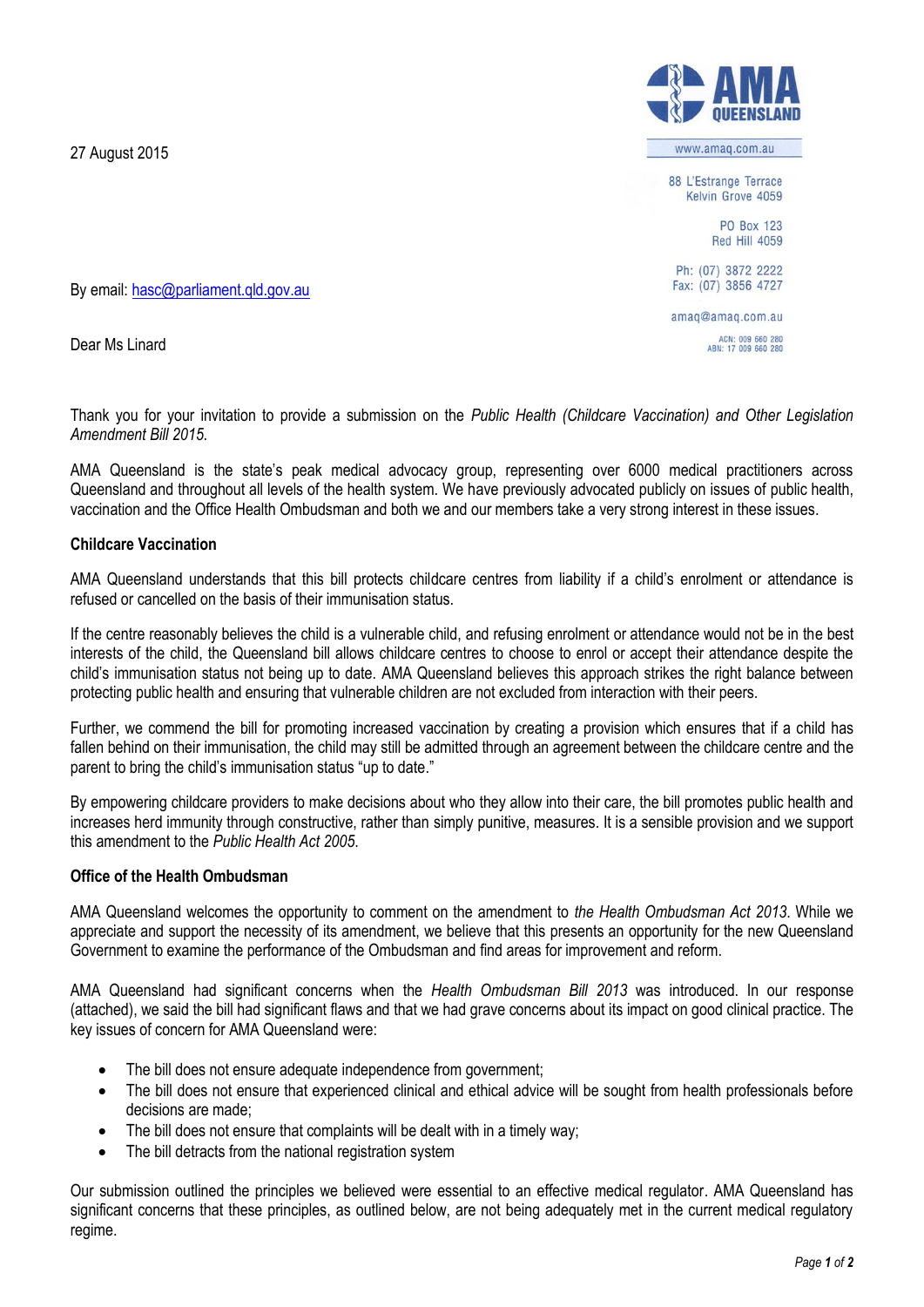AMA QUEENSLAND

www.amaq.com.au

88 L'Estrange Terrace
Kelvin Grove 4059

PO Box 123
Red Hill 4059

Ph: (07) 3872 2222
Fax: (07) 3856 4727

amaq@amaq.com.au

ACN: 009 660 280
ABN: 17 009 660 280

27 August 2015

By email: hasc@parliament.qld.gov.au

Dear Ms Linard

Thank you for your invitation to provide a submission on the *Public Health (Childcare Vaccination) and Other Legislation Amendment Bill 2015*.

AMA Queensland is the state's peak medical advocacy group, representing over 6000 medical practitioners across Queensland and throughout all levels of the health system. We have previously advocated publicly on issues of public health, vaccination and the Office Health Ombudsman and both we and our members take a very strong interest in these issues.

**Childcare Vaccination**

AMA Queensland understands that this bill protects childcare centres from liability if a child's enrolment or attendance is refused or cancelled on the basis of their immunisation status.

If the centre reasonably believes the child is a vulnerable child, and refusing enrolment or attendance would not be in the best interests of the child, the Queensland bill allows childcare centres to choose to enrol or accept their attendance despite the child's immunisation status not being up to date. AMA Queensland believes this approach strikes the right balance between protecting public health and ensuring that vulnerable children are not excluded from interaction with their peers.

Further, we commend the bill for promoting increased vaccination by creating a provision which ensures that if a child has fallen behind on their immunisation, the child may still be admitted through an agreement between the childcare centre and the parent to bring the child's immunisation status "up to date."

By empowering childcare providers to make decisions about who they allow into their care, the bill promotes public health and increases herd immunity through constructive, rather than simply punitive, measures. It is a sensible provision and we support this amendment to the *Public Health Act 2005*.

**Office of the Health Ombudsman**

AMA Queensland welcomes the opportunity to comment on the amendment to *the Health Ombudsman Act 2013*. While we appreciate and support the necessity of its amendment, we believe that this presents an opportunity for the new Queensland Government to examine the performance of the Ombudsman and find areas for improvement and reform.

AMA Queensland had significant concerns when the *Health Ombudsman Bill 2013* was introduced. In our response (attached), we said the bill had significant flaws and that we had grave concerns about its impact on good clinical practice. The key issues of concern for AMA Queensland were:

- The bill does not ensure adequate independence from government;
- The bill does not ensure that experienced clinical and ethical advice will be sought from health professionals before decisions are made;
- The bill does not ensure that complaints will be dealt with in a timely way;
- The bill detracts from the national registration system

Our submission outlined the principles we believed were essential to an effective medical regulator. AMA Queensland has significant concerns that these principles, as outlined below, are not being adequately met in the current medical regulatory regime.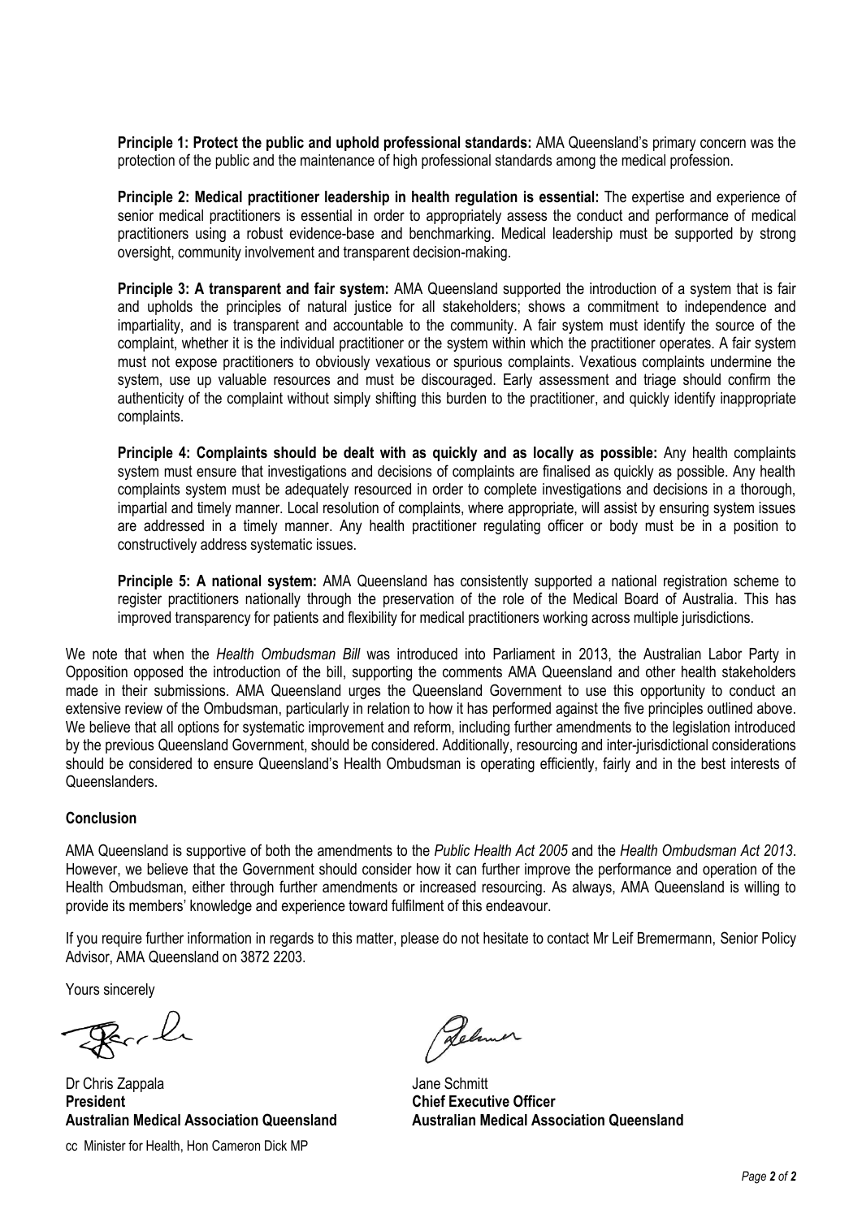**Principle 1: Protect the public and uphold professional standards:** AMA Queensland's primary concern was the protection of the public and the maintenance of high professional standards among the medical profession.

**Principle 2: Medical practitioner leadership in health regulation is essential:** The expertise and experience of senior medical practitioners is essential in order to appropriately assess the conduct and performance of medical practitioners using a robust evidence-base and benchmarking. Medical leadership must be supported by strong oversight, community involvement and transparent decision-making.

**Principle 3: A transparent and fair system:** AMA Queensland supported the introduction of a system that is fair and upholds the principles of natural justice for all stakeholders; shows a commitment to independence and impartiality, and is transparent and accountable to the community. A fair system must identify the source of the complaint, whether it is the individual practitioner or the system within which the practitioner operates. A fair system must not expose practitioners to obviously vexatious or spurious complaints. Vexatious complaints undermine the system, use up valuable resources and must be discouraged. Early assessment and triage should confirm the authenticity of the complaint without simply shifting this burden to the practitioner, and quickly identify inappropriate complaints.

**Principle 4: Complaints should be dealt with as quickly and as locally as possible:** Any health complaints system must ensure that investigations and decisions of complaints are finalised as quickly as possible. Any health complaints system must be adequately resourced in order to complete investigations and decisions in a thorough, impartial and timely manner. Local resolution of complaints, where appropriate, will assist by ensuring system issues are addressed in a timely manner. Any health practitioner regulating officer or body must be in a position to constructively address systematic issues.

**Principle 5: A national system:** AMA Queensland has consistently supported a national registration scheme to register practitioners nationally through the preservation of the role of the Medical Board of Australia. This has improved transparency for patients and flexibility for medical practitioners working across multiple jurisdictions.

We note that when the *Health Ombudsman Bill* was introduced into Parliament in 2013, the Australian Labor Party in Opposition opposed the introduction of the bill, supporting the comments AMA Queensland and other health stakeholders made in their submissions. AMA Queensland urges the Queensland Government to use this opportunity to conduct an extensive review of the Ombudsman, particularly in relation to how it has performed against the five principles outlined above. We believe that all options for systematic improvement and reform, including further amendments to the legislation introduced by the previous Queensland Government, should be considered. Additionally, resourcing and inter-jurisdictional considerations should be considered to ensure Queensland's Health Ombudsman is operating efficiently, fairly and in the best interests of Queenslanders.

## Conclusion

AMA Queensland is supportive of both the amendments to the *Public Health Act 2005* and the *Health Ombudsman Act 2013*. However, we believe that the Government should consider how it can further improve the performance and operation of the Health Ombudsman, either through further amendments or increased resourcing. As always, AMA Queensland is willing to provide its members' knowledge and experience toward fulfilment of this endeavour.

If you require further information in regards to this matter, please do not hesitate to contact Mr Leif Bremermann, Senior Policy Advisor, AMA Queensland on 3872 2203.

Yours sincerely

Dr Chris Zappala
**President**
**Australian Medical Association Queensland**

Jane Schmitt
**Chief Executive Officer**
**Australian Medical Association Queensland**

cc Minister for Health, Hon Cameron Dick MP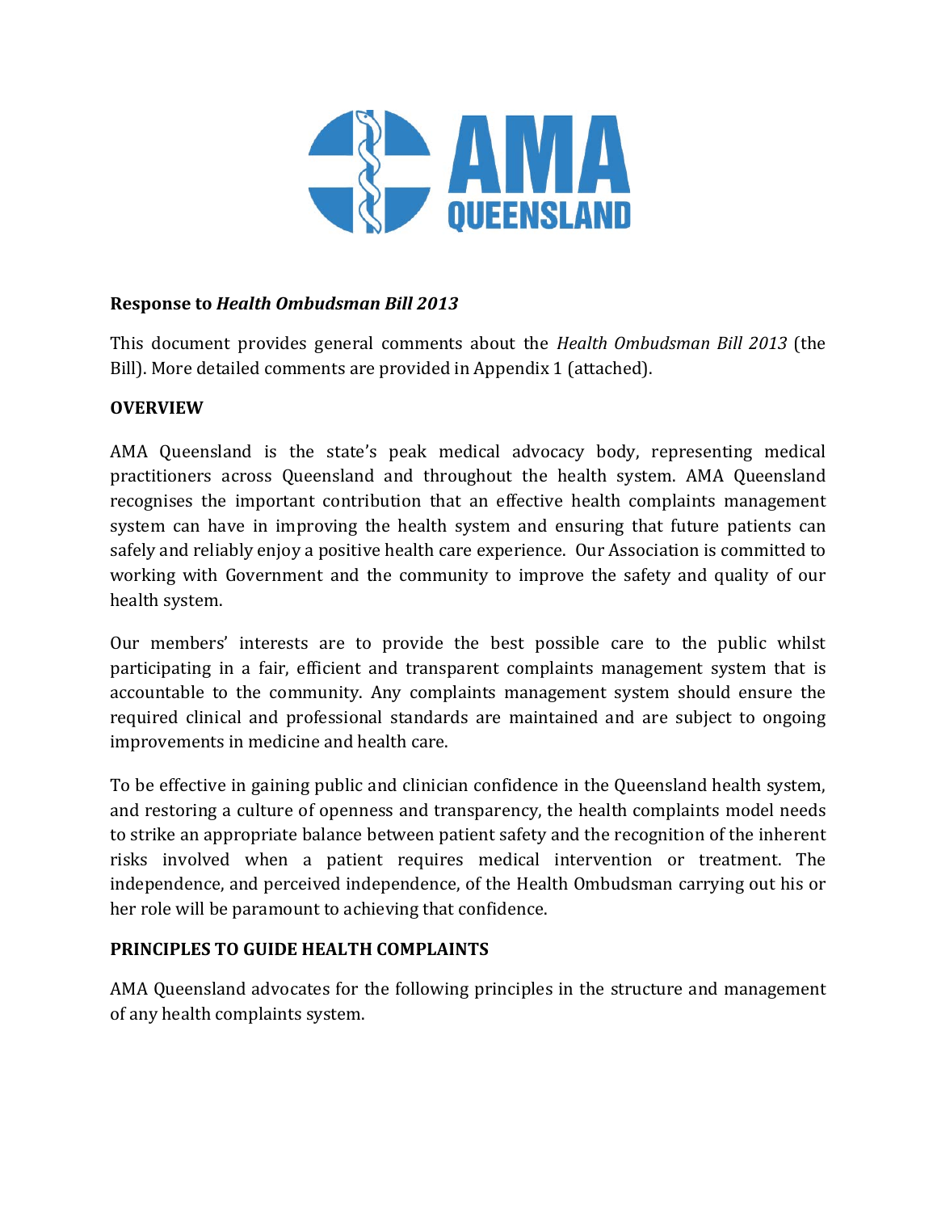**Response to *Health Ombudsman Bill 2013***

This document provides general comments about the *Health Ombudsman Bill 2013* (the Bill). More detailed comments are provided in Appendix 1 (attached).

**OVERVIEW**

AMA Queensland is the state's peak medical advocacy body, representing medical practitioners across Queensland and throughout the health system. AMA Queensland recognises the important contribution that an effective health complaints management system can have in improving the health system and ensuring that future patients can safely and reliably enjoy a positive health care experience. Our Association is committed to working with Government and the community to improve the safety and quality of our health system.

Our members' interests are to provide the best possible care to the public whilst participating in a fair, efficient and transparent complaints management system that is accountable to the community. Any complaints management system should ensure the required clinical and professional standards are maintained and are subject to ongoing improvements in medicine and health care.

To be effective in gaining public and clinician confidence in the Queensland health system, and restoring a culture of openness and transparency, the health complaints model needs to strike an appropriate balance between patient safety and the recognition of the inherent risks involved when a patient requires medical intervention or treatment. The independence, and perceived independence, of the Health Ombudsman carrying out his or her role will be paramount to achieving that confidence.

**PRINCIPLES TO GUIDE HEALTH COMPLAINTS**

AMA Queensland advocates for the following principles in the structure and management of any health complaints system.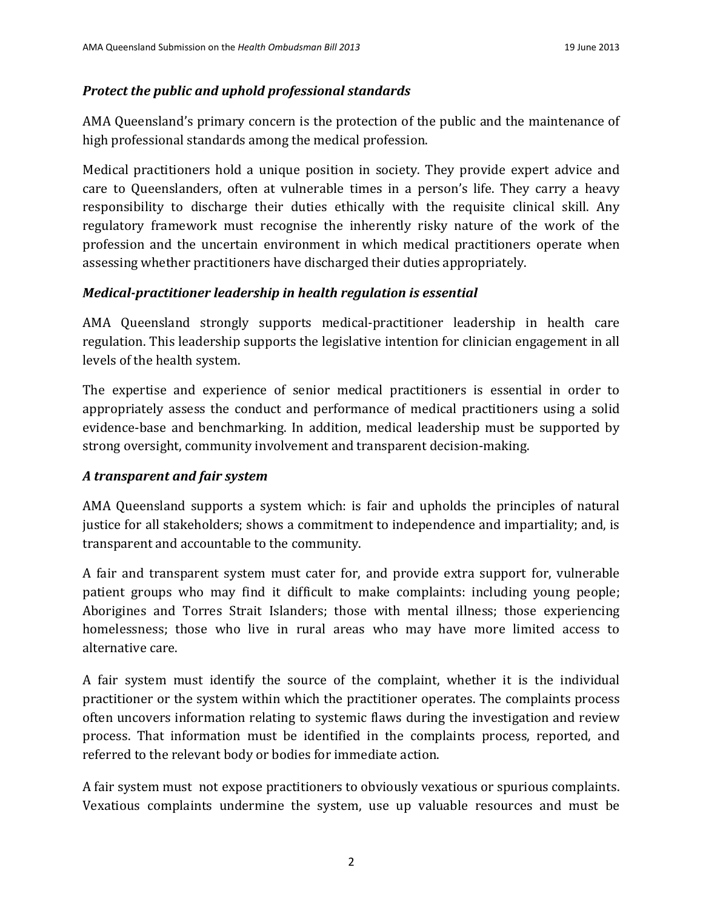### *Protect the public and uphold professional standards*

AMA Queensland's primary concern is the protection of the public and the maintenance of high professional standards among the medical profession.

Medical practitioners hold a unique position in society. They provide expert advice and care to Queenslanders, often at vulnerable times in a person's life. They carry a heavy responsibility to discharge their duties ethically with the requisite clinical skill. Any regulatory framework must recognise the inherently risky nature of the work of the profession and the uncertain environment in which medical practitioners operate when assessing whether practitioners have discharged their duties appropriately.

### *Medical-practitioner leadership in health regulation is essential*

AMA Queensland strongly supports medical-practitioner leadership in health care regulation. This leadership supports the legislative intention for clinician engagement in all levels of the health system.

The expertise and experience of senior medical practitioners is essential in order to appropriately assess the conduct and performance of medical practitioners using a solid evidence-base and benchmarking. In addition, medical leadership must be supported by strong oversight, community involvement and transparent decision-making.

### *A transparent and fair system*

AMA Queensland supports a system which: is fair and upholds the principles of natural justice for all stakeholders; shows a commitment to independence and impartiality; and, is transparent and accountable to the community.

A fair and transparent system must cater for, and provide extra support for, vulnerable patient groups who may find it difficult to make complaints: including young people; Aborigines and Torres Strait Islanders; those with mental illness; those experiencing homelessness; those who live in rural areas who may have more limited access to alternative care.

A fair system must identify the source of the complaint, whether it is the individual practitioner or the system within which the practitioner operates. The complaints process often uncovers information relating to systemic flaws during the investigation and review process. That information must be identified in the complaints process, reported, and referred to the relevant body or bodies for immediate action.

A fair system must not expose practitioners to obviously vexatious or spurious complaints. Vexatious complaints undermine the system, use up valuable resources and must be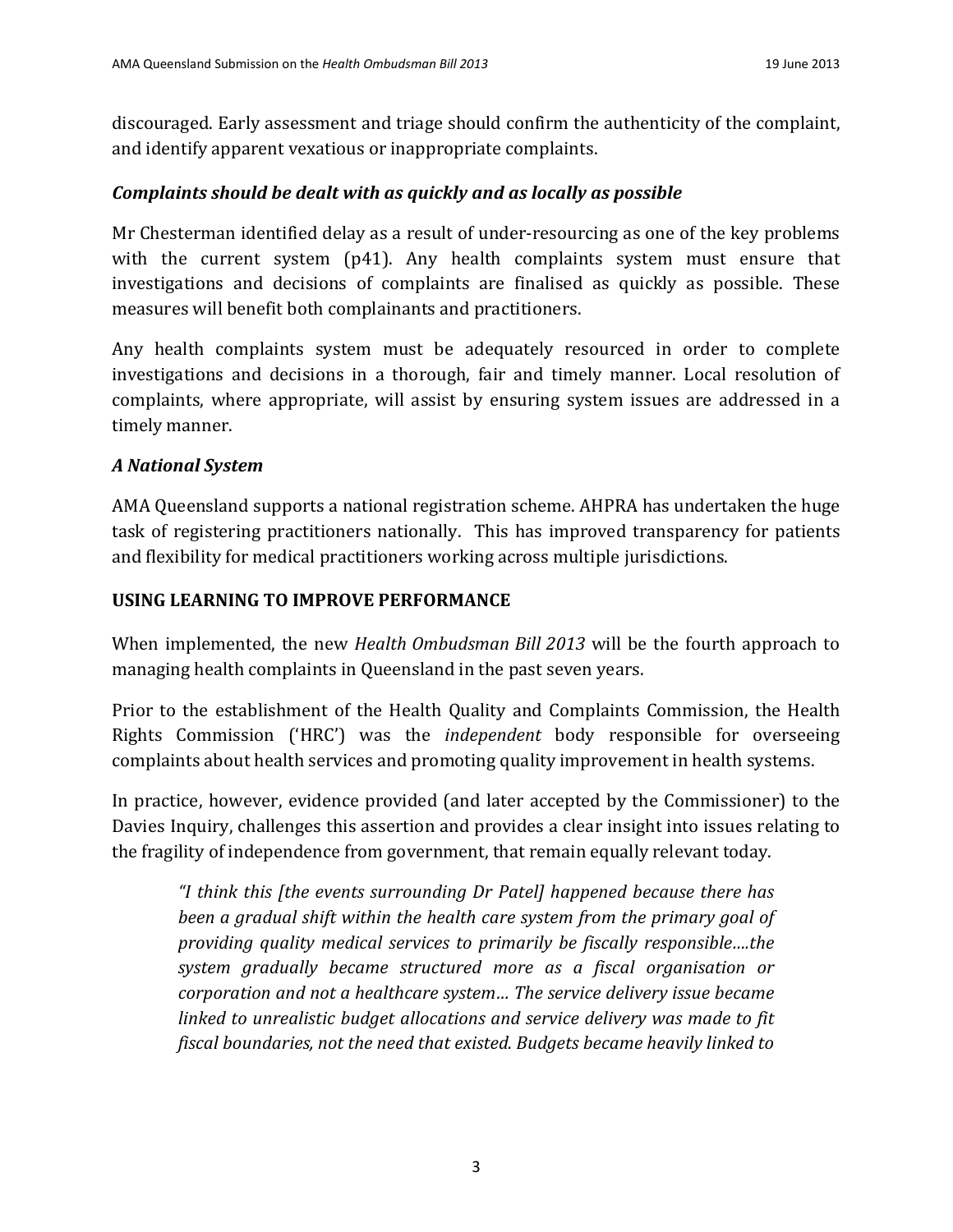discouraged. Early assessment and triage should confirm the authenticity of the complaint, and identify apparent vexatious or inappropriate complaints.

### *Complaints should be dealt with as quickly and as locally as possible*

Mr Chesterman identified delay as a result of under-resourcing as one of the key problems with the current system (p41). Any health complaints system must ensure that investigations and decisions of complaints are finalised as quickly as possible. These measures will benefit both complainants and practitioners.

Any health complaints system must be adequately resourced in order to complete investigations and decisions in a thorough, fair and timely manner. Local resolution of complaints, where appropriate, will assist by ensuring system issues are addressed in a timely manner.

### *A National System*

AMA Queensland supports a national registration scheme. AHPRA has undertaken the huge task of registering practitioners nationally. This has improved transparency for patients and flexibility for medical practitioners working across multiple jurisdictions.

## USING LEARNING TO IMPROVE PERFORMANCE

When implemented, the new *Health Ombudsman Bill 2013* will be the fourth approach to managing health complaints in Queensland in the past seven years.

Prior to the establishment of the Health Quality and Complaints Commission, the Health Rights Commission ('HRC') was the *independent* body responsible for overseeing complaints about health services and promoting quality improvement in health systems.

In practice, however, evidence provided (and later accepted by the Commissioner) to the Davies Inquiry, challenges this assertion and provides a clear insight into issues relating to the fragility of independence from government, that remain equally relevant today.

> *"I think this [the events surrounding Dr Patel] happened because there has been a gradual shift within the health care system from the primary goal of providing quality medical services to primarily be fiscally responsible….the system gradually became structured more as a fiscal organisation or corporation and not a healthcare system… The service delivery issue became linked to unrealistic budget allocations and service delivery was made to fit fiscal boundaries, not the need that existed. Budgets became heavily linked to*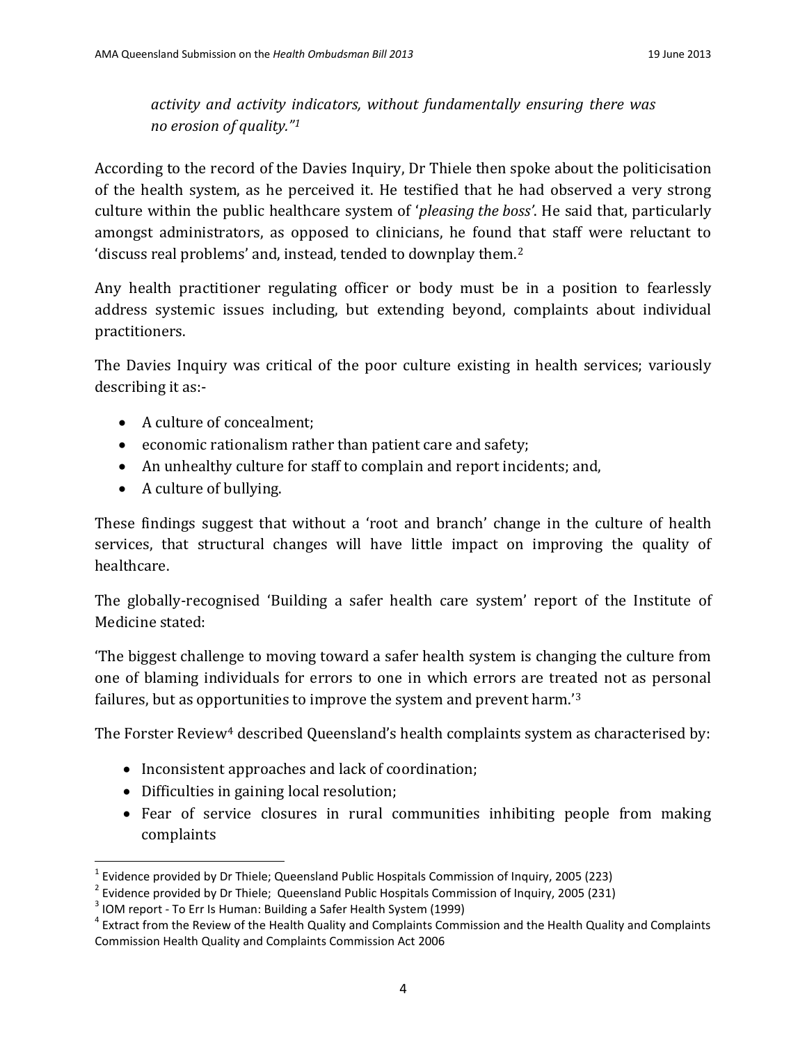> *activity and activity indicators, without fundamentally ensuring there was no erosion of quality."*[1]

According to the record of the Davies Inquiry, Dr Thiele then spoke about the politicisation of the health system, as he perceived it. He testified that he had observed a very strong culture within the public healthcare system of '*pleasing the boss*'. He said that, particularly amongst administrators, as opposed to clinicians, he found that staff were reluctant to 'discuss real problems' and, instead, tended to downplay them.[2]

Any health practitioner regulating officer or body must be in a position to fearlessly address systemic issues including, but extending beyond, complaints about individual practitioners.

The Davies Inquiry was critical of the poor culture existing in health services; variously describing it as:-

- A culture of concealment;
- economic rationalism rather than patient care and safety;
- An unhealthy culture for staff to complain and report incidents; and,
- A culture of bullying.

These findings suggest that without a 'root and branch' change in the culture of health services, that structural changes will have little impact on improving the quality of healthcare.

The globally-recognised 'Building a safer health care system' report of the Institute of Medicine stated:

'The biggest challenge to moving toward a safer health system is changing the culture from one of blaming individuals for errors to one in which errors are treated not as personal failures, but as opportunities to improve the system and prevent harm.'[3]

The Forster Review[4] described Queensland's health complaints system as characterised by:

- Inconsistent approaches and lack of coordination;
- Difficulties in gaining local resolution;
- Fear of service closures in rural communities inhibiting people from making complaints

---

[1] Evidence provided by Dr Thiele; Queensland Public Hospitals Commission of Inquiry, 2005 (223)

[2] Evidence provided by Dr Thiele; Queensland Public Hospitals Commission of Inquiry, 2005 (231)

[3] IOM report - To Err Is Human: Building a Safer Health System (1999)

[4] Extract from the Review of the Health Quality and Complaints Commission and the Health Quality and Complaints Commission Health Quality and Complaints Commission Act 2006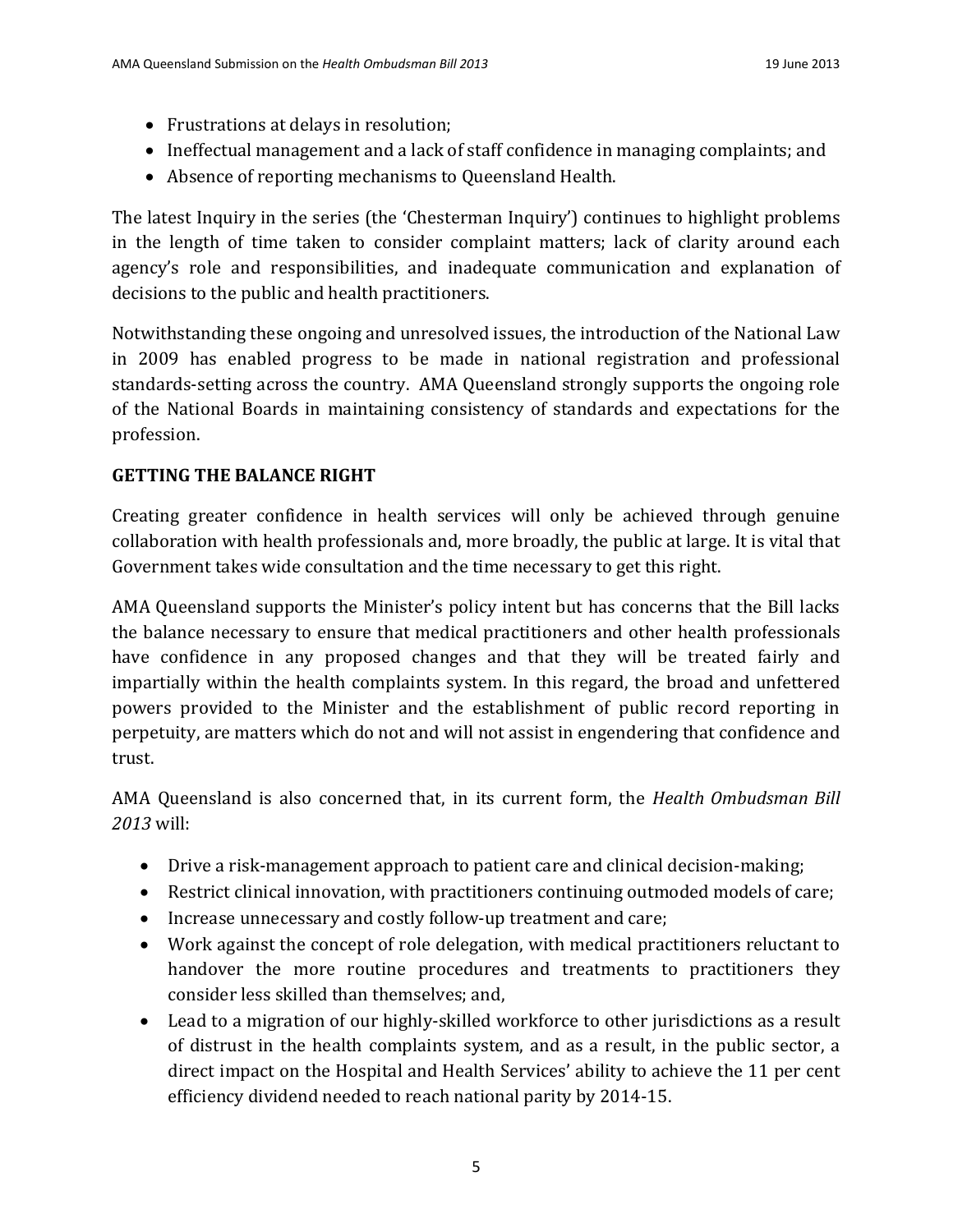- Frustrations at delays in resolution;
- Ineffectual management and a lack of staff confidence in managing complaints; and
- Absence of reporting mechanisms to Queensland Health.

The latest Inquiry in the series (the 'Chesterman Inquiry') continues to highlight problems in the length of time taken to consider complaint matters; lack of clarity around each agency's role and responsibilities, and inadequate communication and explanation of decisions to the public and health practitioners.

Notwithstanding these ongoing and unresolved issues, the introduction of the National Law in 2009 has enabled progress to be made in national registration and professional standards-setting across the country. AMA Queensland strongly supports the ongoing role of the National Boards in maintaining consistency of standards and expectations for the profession.

## GETTING THE BALANCE RIGHT

Creating greater confidence in health services will only be achieved through genuine collaboration with health professionals and, more broadly, the public at large. It is vital that Government takes wide consultation and the time necessary to get this right.

AMA Queensland supports the Minister's policy intent but has concerns that the Bill lacks the balance necessary to ensure that medical practitioners and other health professionals have confidence in any proposed changes and that they will be treated fairly and impartially within the health complaints system. In this regard, the broad and unfettered powers provided to the Minister and the establishment of public record reporting in perpetuity, are matters which do not and will not assist in engendering that confidence and trust.

AMA Queensland is also concerned that, in its current form, the *Health Ombudsman Bill 2013* will:

- Drive a risk-management approach to patient care and clinical decision-making;
- Restrict clinical innovation, with practitioners continuing outmoded models of care;
- Increase unnecessary and costly follow-up treatment and care;
- Work against the concept of role delegation, with medical practitioners reluctant to handover the more routine procedures and treatments to practitioners they consider less skilled than themselves; and,
- Lead to a migration of our highly-skilled workforce to other jurisdictions as a result of distrust in the health complaints system, and as a result, in the public sector, a direct impact on the Hospital and Health Services' ability to achieve the 11 per cent efficiency dividend needed to reach national parity by 2014-15.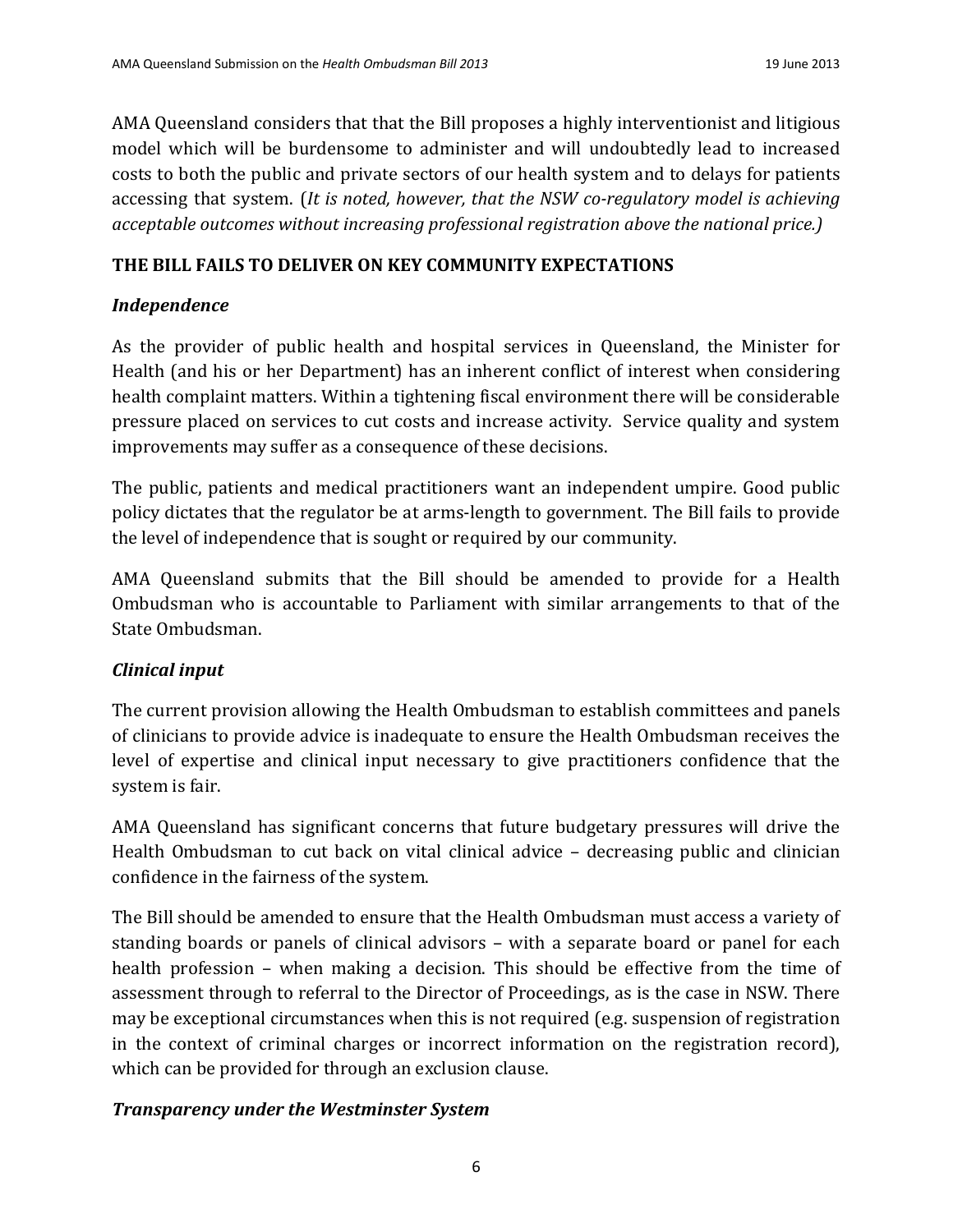AMA Queensland considers that that the Bill proposes a highly interventionist and litigious model which will be burdensome to administer and will undoubtedly lead to increased costs to both the public and private sectors of our health system and to delays for patients accessing that system. (*It is noted, however, that the NSW co-regulatory model is achieving acceptable outcomes without increasing professional registration above the national price.)*

## THE BILL FAILS TO DELIVER ON KEY COMMUNITY EXPECTATIONS

### *Independence*

As the provider of public health and hospital services in Queensland, the Minister for Health (and his or her Department) has an inherent conflict of interest when considering health complaint matters. Within a tightening fiscal environment there will be considerable pressure placed on services to cut costs and increase activity. Service quality and system improvements may suffer as a consequence of these decisions.

The public, patients and medical practitioners want an independent umpire. Good public policy dictates that the regulator be at arms-length to government. The Bill fails to provide the level of independence that is sought or required by our community.

AMA Queensland submits that the Bill should be amended to provide for a Health Ombudsman who is accountable to Parliament with similar arrangements to that of the State Ombudsman.

### *Clinical input*

The current provision allowing the Health Ombudsman to establish committees and panels of clinicians to provide advice is inadequate to ensure the Health Ombudsman receives the level of expertise and clinical input necessary to give practitioners confidence that the system is fair.

AMA Queensland has significant concerns that future budgetary pressures will drive the Health Ombudsman to cut back on vital clinical advice – decreasing public and clinician confidence in the fairness of the system.

The Bill should be amended to ensure that the Health Ombudsman must access a variety of standing boards or panels of clinical advisors – with a separate board or panel for each health profession – when making a decision. This should be effective from the time of assessment through to referral to the Director of Proceedings, as is the case in NSW. There may be exceptional circumstances when this is not required (e.g. suspension of registration in the context of criminal charges or incorrect information on the registration record), which can be provided for through an exclusion clause.

### *Transparency under the Westminster System*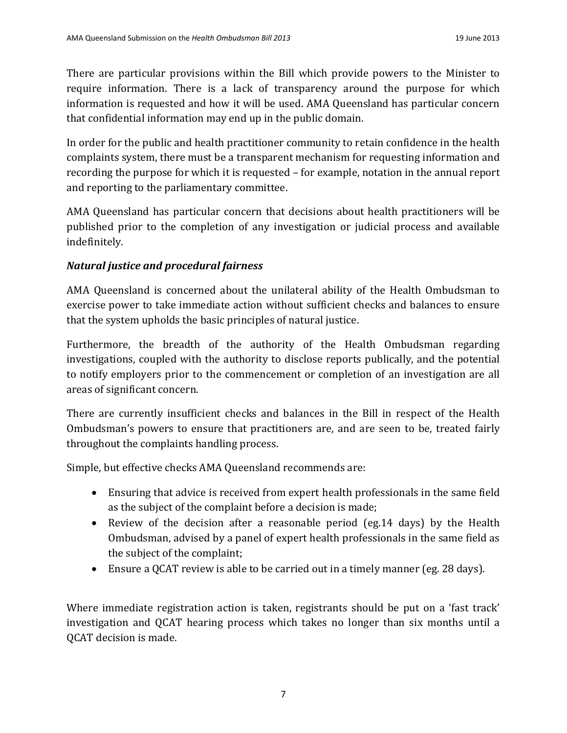There are particular provisions within the Bill which provide powers to the Minister to require information. There is a lack of transparency around the purpose for which information is requested and how it will be used. AMA Queensland has particular concern that confidential information may end up in the public domain.

In order for the public and health practitioner community to retain confidence in the health complaints system, there must be a transparent mechanism for requesting information and recording the purpose for which it is requested – for example, notation in the annual report and reporting to the parliamentary committee.

AMA Queensland has particular concern that decisions about health practitioners will be published prior to the completion of any investigation or judicial process and available indefinitely.

### *Natural justice and procedural fairness*

AMA Queensland is concerned about the unilateral ability of the Health Ombudsman to exercise power to take immediate action without sufficient checks and balances to ensure that the system upholds the basic principles of natural justice.

Furthermore, the breadth of the authority of the Health Ombudsman regarding investigations, coupled with the authority to disclose reports publically, and the potential to notify employers prior to the commencement or completion of an investigation are all areas of significant concern.

There are currently insufficient checks and balances in the Bill in respect of the Health Ombudsman's powers to ensure that practitioners are, and are seen to be, treated fairly throughout the complaints handling process.

Simple, but effective checks AMA Queensland recommends are:

- Ensuring that advice is received from expert health professionals in the same field as the subject of the complaint before a decision is made;
- Review of the decision after a reasonable period (eg.14 days) by the Health Ombudsman, advised by a panel of expert health professionals in the same field as the subject of the complaint;
- Ensure a QCAT review is able to be carried out in a timely manner (eg. 28 days).

Where immediate registration action is taken, registrants should be put on a 'fast track' investigation and QCAT hearing process which takes no longer than six months until a QCAT decision is made.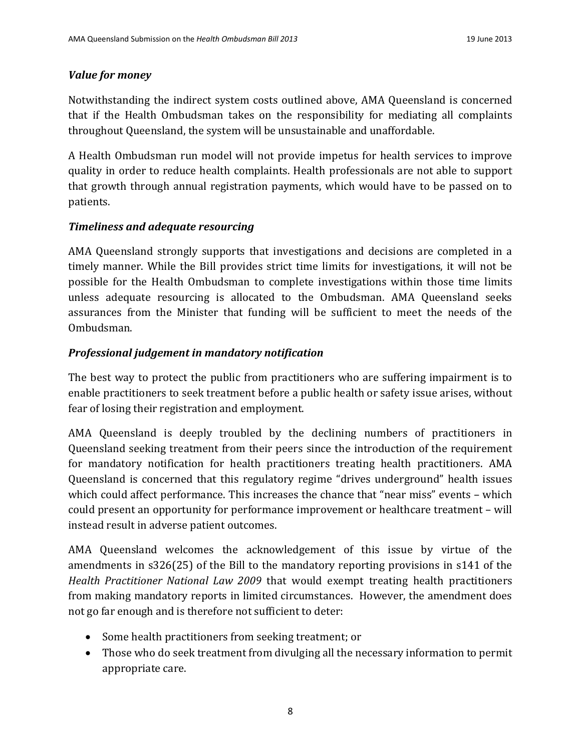### *Value for money*

Notwithstanding the indirect system costs outlined above, AMA Queensland is concerned that if the Health Ombudsman takes on the responsibility for mediating all complaints throughout Queensland, the system will be unsustainable and unaffordable.

A Health Ombudsman run model will not provide impetus for health services to improve quality in order to reduce health complaints. Health professionals are not able to support that growth through annual registration payments, which would have to be passed on to patients.

### *Timeliness and adequate resourcing*

AMA Queensland strongly supports that investigations and decisions are completed in a timely manner. While the Bill provides strict time limits for investigations, it will not be possible for the Health Ombudsman to complete investigations within those time limits unless adequate resourcing is allocated to the Ombudsman. AMA Queensland seeks assurances from the Minister that funding will be sufficient to meet the needs of the Ombudsman.

### *Professional judgement in mandatory notification*

The best way to protect the public from practitioners who are suffering impairment is to enable practitioners to seek treatment before a public health or safety issue arises, without fear of losing their registration and employment.

AMA Queensland is deeply troubled by the declining numbers of practitioners in Queensland seeking treatment from their peers since the introduction of the requirement for mandatory notification for health practitioners treating health practitioners. AMA Queensland is concerned that this regulatory regime "drives underground" health issues which could affect performance. This increases the chance that "near miss" events – which could present an opportunity for performance improvement or healthcare treatment – will instead result in adverse patient outcomes.

AMA Queensland welcomes the acknowledgement of this issue by virtue of the amendments in s326(25) of the Bill to the mandatory reporting provisions in s141 of the *Health Practitioner National Law 2009* that would exempt treating health practitioners from making mandatory reports in limited circumstances. However, the amendment does not go far enough and is therefore not sufficient to deter:

- Some health practitioners from seeking treatment; or
- Those who do seek treatment from divulging all the necessary information to permit appropriate care.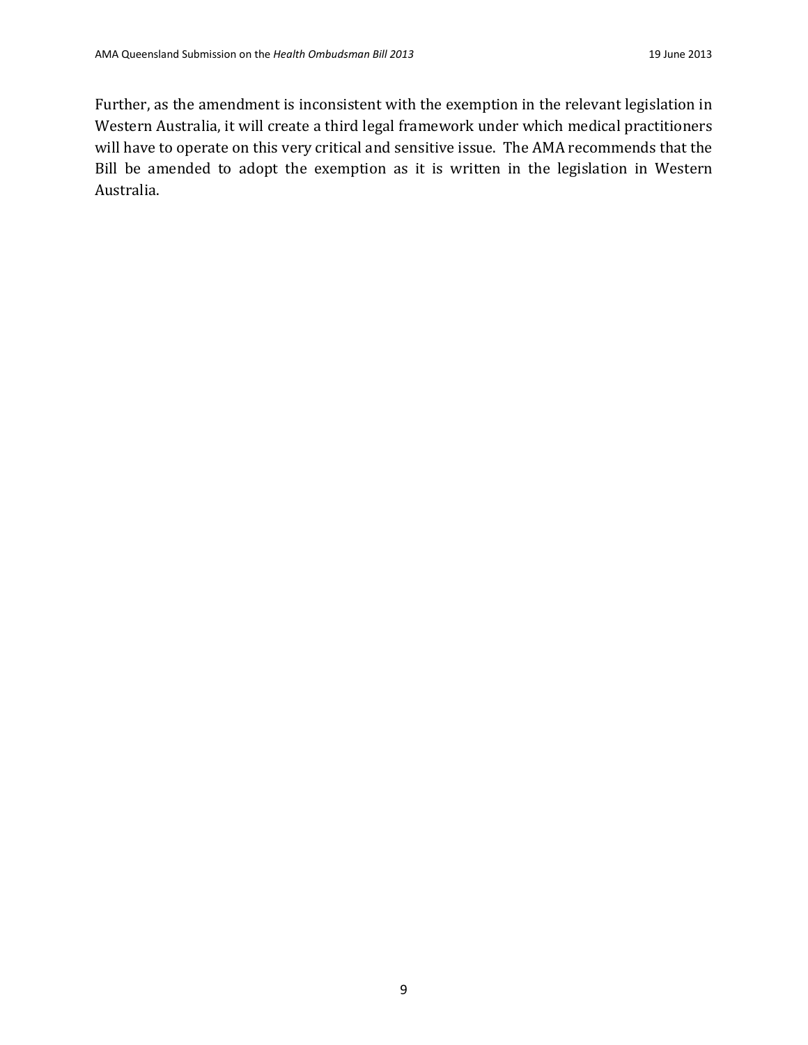Further, as the amendment is inconsistent with the exemption in the relevant legislation in Western Australia, it will create a third legal framework under which medical practitioners will have to operate on this very critical and sensitive issue. The AMA recommends that the Bill be amended to adopt the exemption as it is written in the legislation in Western Australia.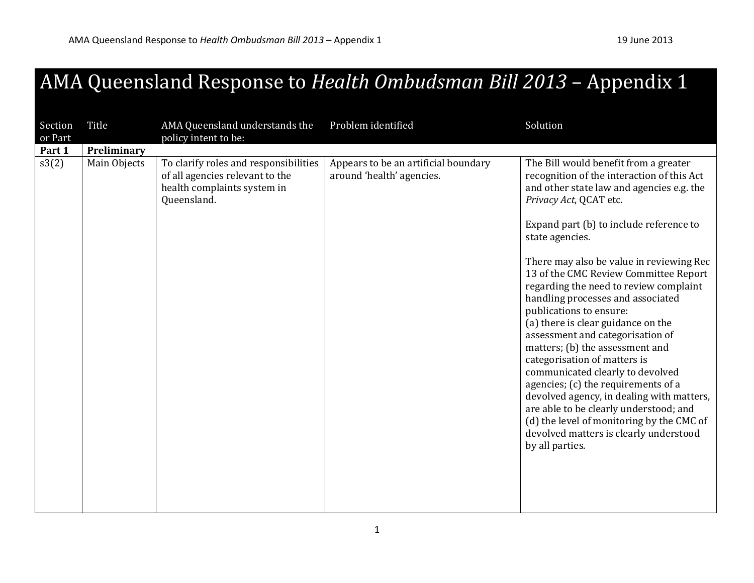# AMA Queensland Response to *Health Ombudsman Bill 2013* – Appendix 1

| Section or Part | Title | AMA Queensland understands the policy intent to be: | Problem identified | Solution |
|---|---|---|---|---|
| **Part 1** | **Preliminary** | | | |
| s3(2) | Main Objects | To clarify roles and responsibilities of all agencies relevant to the health complaints system in Queensland. | Appears to be an artificial boundary around 'health' agencies. | The Bill would benefit from a greater recognition of the interaction of this Act and other state law and agencies e.g. the *Privacy Act*, QCAT etc.<br><br>Expand part (b) to include reference to state agencies.<br><br>There may also be value in reviewing Rec 13 of the CMC Review Committee Report regarding the need to review complaint handling processes and associated publications to ensure:<br>(a) there is clear guidance on the assessment and categorisation of matters; (b) the assessment and categorisation of matters is communicated clearly to devolved agencies; (c) the requirements of a devolved agency, in dealing with matters, are able to be clearly understood; and (d) the level of monitoring by the CMC of devolved matters is clearly understood by all parties. |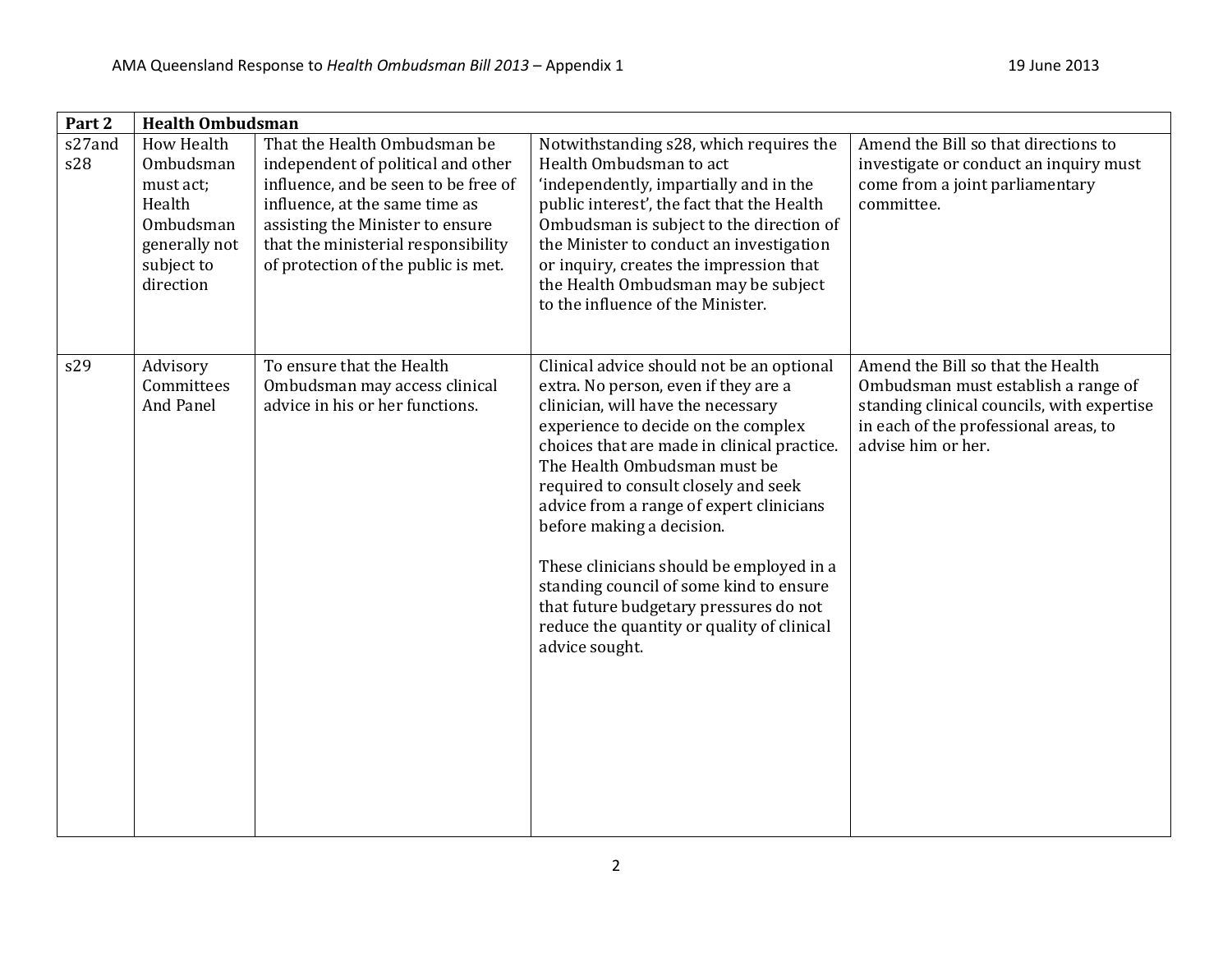| Part 2 | Health Ombudsman | | | |
|---|---|---|---|---|
| s27and s28 | How Health Ombudsman must act; Health Ombudsman generally not subject to direction | That the Health Ombudsman be independent of political and other influence, and be seen to be free of influence, at the same time as assisting the Minister to ensure that the ministerial responsibility of protection of the public is met. | Notwithstanding s28, which requires the Health Ombudsman to act 'independently, impartially and in the public interest', the fact that the Health Ombudsman is subject to the direction of the Minister to conduct an investigation or inquiry, creates the impression that the Health Ombudsman may be subject to the influence of the Minister. | Amend the Bill so that directions to investigate or conduct an inquiry must come from a joint parliamentary committee. |
| s29 | Advisory Committees And Panel | To ensure that the Health Ombudsman may access clinical advice in his or her functions. | Clinical advice should not be an optional extra. No person, even if they are a clinician, will have the necessary experience to decide on the complex choices that are made in clinical practice. The Health Ombudsman must be required to consult closely and seek advice from a range of expert clinicians before making a decision.<br><br>These clinicians should be employed in a standing council of some kind to ensure that future budgetary pressures do not reduce the quantity or quality of clinical advice sought. | Amend the Bill so that the Health Ombudsman must establish a range of standing clinical councils, with expertise in each of the professional areas, to advise him or her. |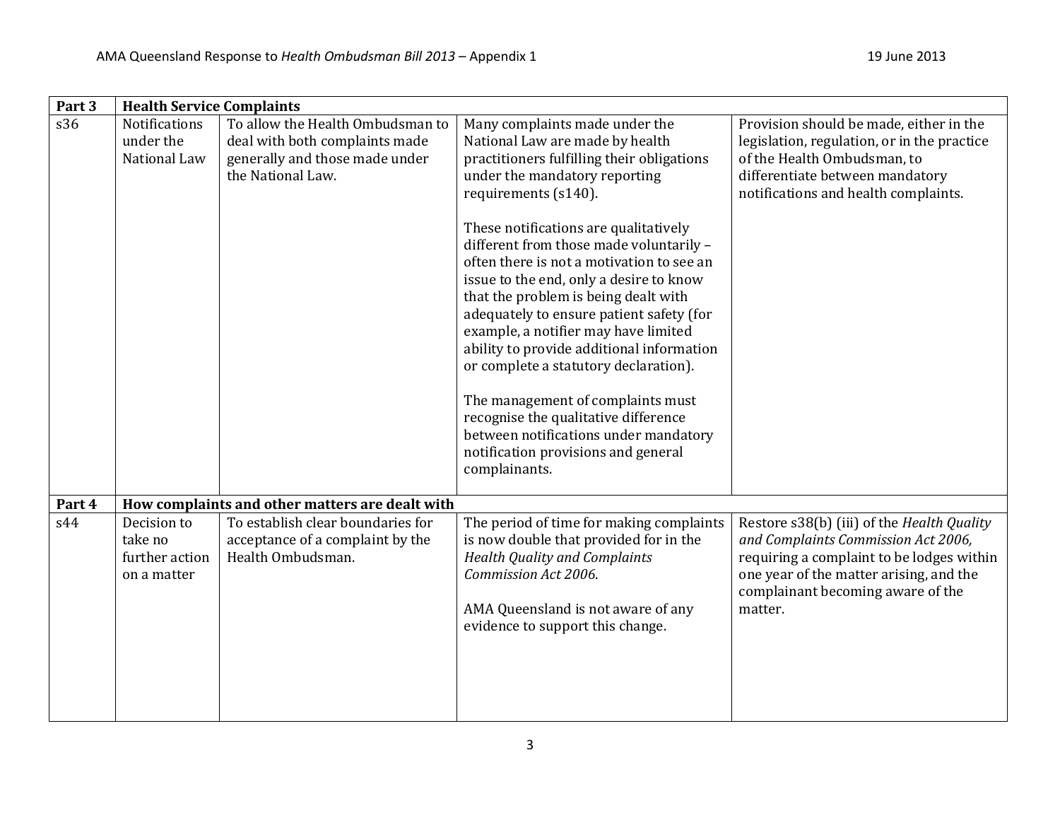| Part 3 | Health Service Complaints | | | |
|---|---|---|---|---|
| s36 | Notifications under the National Law | To allow the Health Ombudsman to deal with both complaints made generally and those made under the National Law. | Many complaints made under the National Law are made by health practitioners fulfilling their obligations under the mandatory reporting requirements (s140).<br><br>These notifications are qualitatively different from those made voluntarily – often there is not a motivation to see an issue to the end, only a desire to know that the problem is being dealt with adequately to ensure patient safety (for example, a notifier may have limited ability to provide additional information or complete a statutory declaration).<br><br>The management of complaints must recognise the qualitative difference between notifications under mandatory notification provisions and general complainants. | Provision should be made, either in the legislation, regulation, or in the practice of the Health Ombudsman, to differentiate between mandatory notifications and health complaints. |
| **Part 4** | **How complaints and other matters are dealt with** | | | |
| s44 | Decision to take no further action on a matter | To establish clear boundaries for acceptance of a complaint by the Health Ombudsman. | The period of time for making complaints is now double that provided for in the *Health Quality and Complaints Commission Act 2006*.<br><br>AMA Queensland is not aware of any evidence to support this change. | Restore s38(b) (iii) of the *Health Quality and Complaints Commission Act 2006,* requiring a complaint to be lodges within one year of the matter arising, and the complainant becoming aware of the matter. |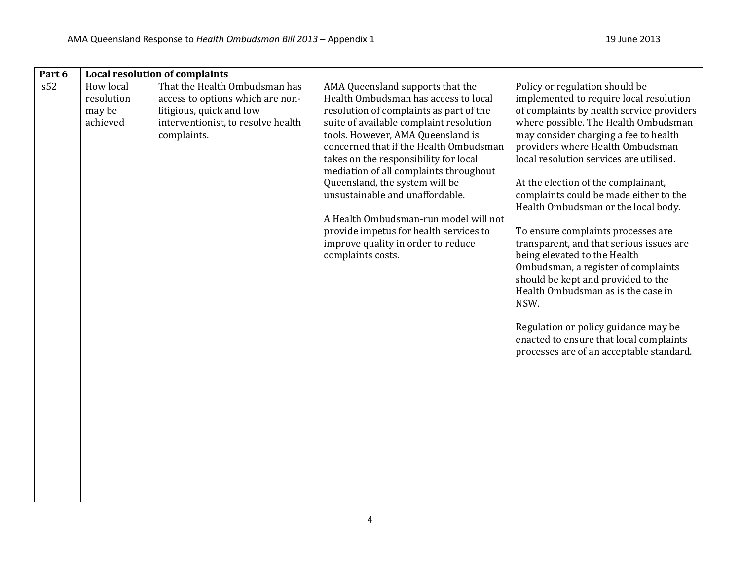| Part 6 | Local resolution of complaints | | | |
|---|---|---|---|---|
| s52 | How local resolution may be achieved | That the Health Ombudsman has access to options which are non-litigious, quick and low interventionist, to resolve health complaints. | AMA Queensland supports that the Health Ombudsman has access to local resolution of complaints as part of the suite of available complaint resolution tools. However, AMA Queensland is concerned that if the Health Ombudsman takes on the responsibility for local mediation of all complaints throughout Queensland, the system will be unsustainable and unaffordable.<br><br>A Health Ombudsman-run model will not provide impetus for health services to improve quality in order to reduce complaints costs. | Policy or regulation should be implemented to require local resolution of complaints by health service providers where possible. The Health Ombudsman may consider charging a fee to health providers where Health Ombudsman local resolution services are utilised.<br><br>At the election of the complainant, complaints could be made either to the Health Ombudsman or the local body.<br><br>To ensure complaints processes are transparent, and that serious issues are being elevated to the Health Ombudsman, a register of complaints should be kept and provided to the Health Ombudsman as is the case in NSW.<br><br>Regulation or policy guidance may be enacted to ensure that local complaints processes are of an acceptable standard. |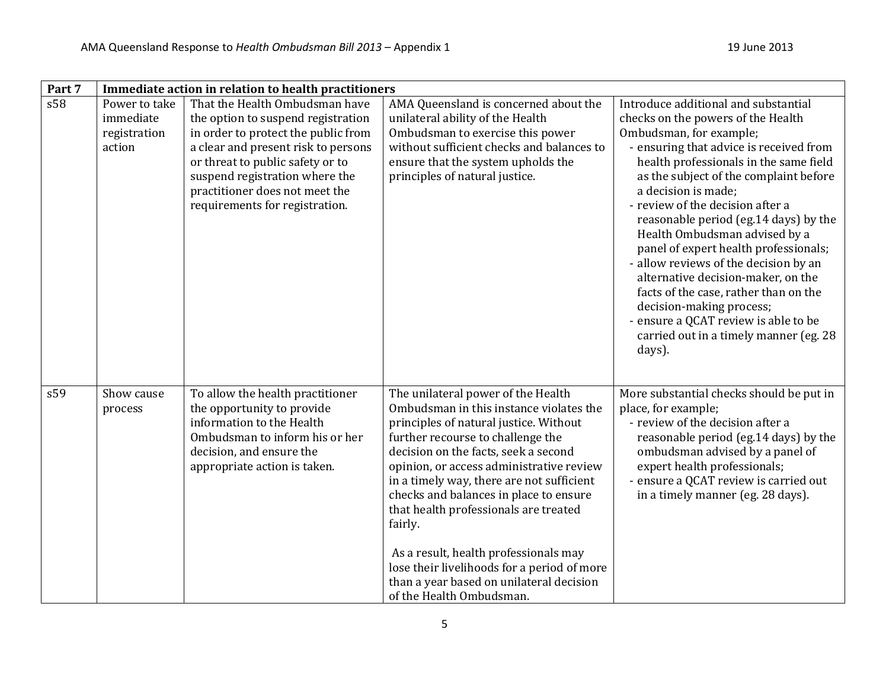| Part 7 | Immediate action in relation to health practitioners | | | |
|---|---|---|---|---|
| s58 | Power to take immediate registration action | That the Health Ombudsman have the option to suspend registration in order to protect the public from a clear and present risk to persons or threat to public safety or to suspend registration where the practitioner does not meet the requirements for registration. | AMA Queensland is concerned about the unilateral ability of the Health Ombudsman to exercise this power without sufficient checks and balances to ensure that the system upholds the principles of natural justice. | Introduce additional and substantial checks on the powers of the Health Ombudsman, for example;<br>- ensuring that advice is received from health professionals in the same field as the subject of the complaint before a decision is made;<br>- review of the decision after a reasonable period (eg.14 days) by the Health Ombudsman advised by a panel of expert health professionals;<br>- allow reviews of the decision by an alternative decision-maker, on the facts of the case, rather than on the decision-making process;<br>- ensure a QCAT review is able to be carried out in a timely manner (eg. 28 days). |
| s59 | Show cause process | To allow the health practitioner the opportunity to provide information to the Health Ombudsman to inform his or her decision, and ensure the appropriate action is taken. | The unilateral power of the Health Ombudsman in this instance violates the principles of natural justice. Without further recourse to challenge the decision on the facts, seek a second opinion, or access administrative review in a timely way, there are not sufficient checks and balances in place to ensure that health professionals are treated fairly.<br><br>As a result, health professionals may lose their livelihoods for a period of more than a year based on unilateral decision of the Health Ombudsman. | More substantial checks should be put in place, for example;<br>- review of the decision after a reasonable period (eg.14 days) by the ombudsman advised by a panel of expert health professionals;<br>- ensure a QCAT review is carried out in a timely manner (eg. 28 days). |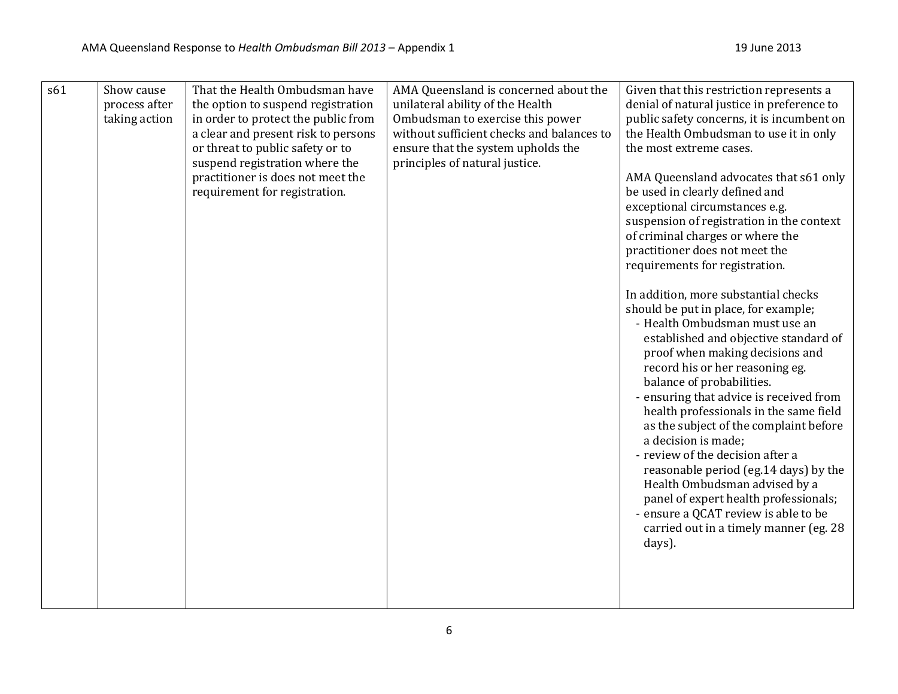| s61 | Show cause process after taking action | That the Health Ombudsman have the option to suspend registration in order to protect the public from a clear and present risk to persons or threat to public safety or to suspend registration where the practitioner is does not meet the requirement for registration. | AMA Queensland is concerned about the unilateral ability of the Health Ombudsman to exercise this power without sufficient checks and balances to ensure that the system upholds the principles of natural justice. | Given that this restriction represents a denial of natural justice in preference to public safety concerns, it is incumbent on the Health Ombudsman to use it in only the most extreme cases.<br><br>AMA Queensland advocates that s61 only be used in clearly defined and exceptional circumstances e.g. suspension of registration in the context of criminal charges or where the practitioner does not meet the requirements for registration.<br><br>In addition, more substantial checks should be put in place, for example;<br>- Health Ombudsman must use an established and objective standard of proof when making decisions and record his or her reasoning eg. balance of probabilities.<br>- ensuring that advice is received from health professionals in the same field as the subject of the complaint before a decision is made;<br>- review of the decision after a reasonable period (eg.14 days) by the Health Ombudsman advised by a panel of expert health professionals;<br>- ensure a QCAT review is able to be carried out in a timely manner (eg. 28 days). |
|---|---|---|---|---|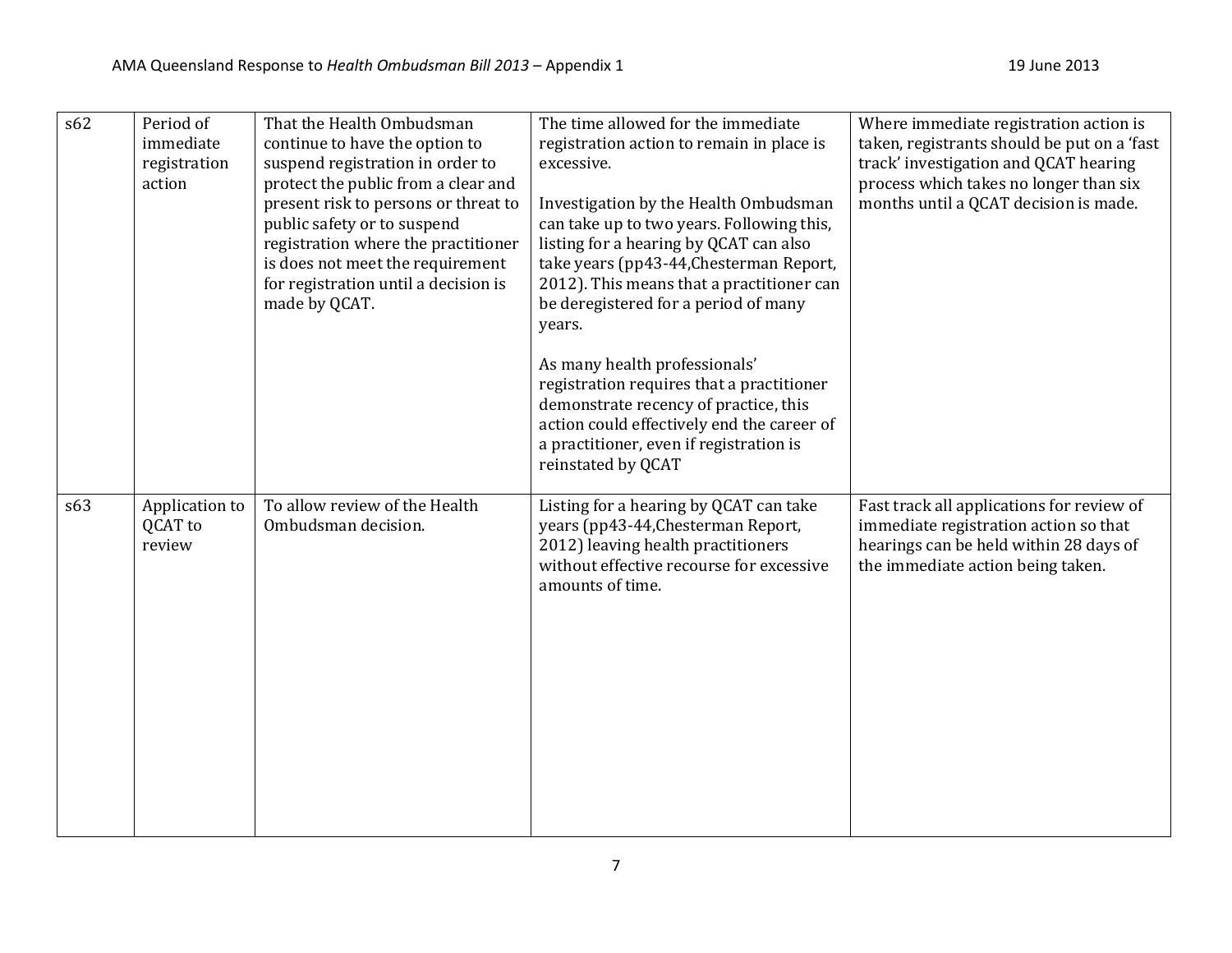| | | | | |
|---|---|---|---|---|
| s62 | Period of immediate registration action | That the Health Ombudsman continue to have the option to suspend registration in order to protect the public from a clear and present risk to persons or threat to public safety or to suspend registration where the practitioner is does not meet the requirement for registration until a decision is made by QCAT. | The time allowed for the immediate registration action to remain in place is excessive.<br><br>Investigation by the Health Ombudsman can take up to two years. Following this, listing for a hearing by QCAT can also take years (pp43-44,Chesterman Report, 2012). This means that a practitioner can be deregistered for a period of many years.<br><br>As many health professionals' registration requires that a practitioner demonstrate recency of practice, this action could effectively end the career of a practitioner, even if registration is reinstated by QCAT | Where immediate registration action is taken, registrants should be put on a 'fast track' investigation and QCAT hearing process which takes no longer than six months until a QCAT decision is made. |
| s63 | Application to QCAT to review | To allow review of the Health Ombudsman decision. | Listing for a hearing by QCAT can take years (pp43-44,Chesterman Report, 2012) leaving health practitioners without effective recourse for excessive amounts of time. | Fast track all applications for review of immediate registration action so that hearings can be held within 28 days of the immediate action being taken. |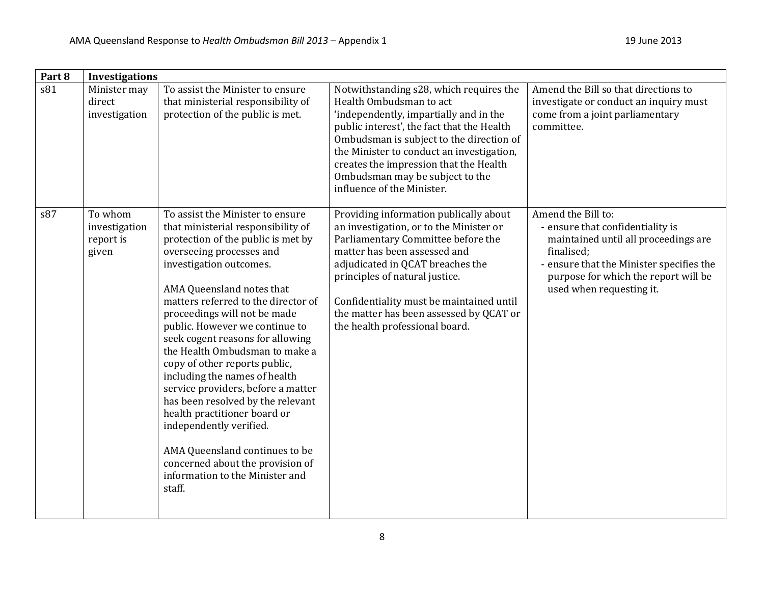| Part 8 | Investigations | | | |
|---|---|---|---|---|
| s81 | Minister may direct investigation | To assist the Minister to ensure that ministerial responsibility of protection of the public is met. | Notwithstanding s28, which requires the Health Ombudsman to act 'independently, impartially and in the public interest', the fact that the Health Ombudsman is subject to the direction of the Minister to conduct an investigation, creates the impression that the Health Ombudsman may be subject to the influence of the Minister. | Amend the Bill so that directions to investigate or conduct an inquiry must come from a joint parliamentary committee. |
| s87 | To whom investigation report is given | To assist the Minister to ensure that ministerial responsibility of protection of the public is met by overseeing processes and investigation outcomes.<br><br>AMA Queensland notes that matters referred to the director of proceedings will not be made public. However we continue to seek cogent reasons for allowing the Health Ombudsman to make a copy of other reports public, including the names of health service providers, before a matter has been resolved by the relevant health practitioner board or independently verified.<br><br>AMA Queensland continues to be concerned about the provision of information to the Minister and staff. | Providing information publically about an investigation, or to the Minister or Parliamentary Committee before the matter has been assessed and adjudicated in QCAT breaches the principles of natural justice.<br><br>Confidentiality must be maintained until the matter has been assessed by QCAT or the health professional board. | Amend the Bill to:<br>- ensure that confidentiality is maintained until all proceedings are finalised;<br>- ensure that the Minister specifies the purpose for which the report will be used when requesting it. |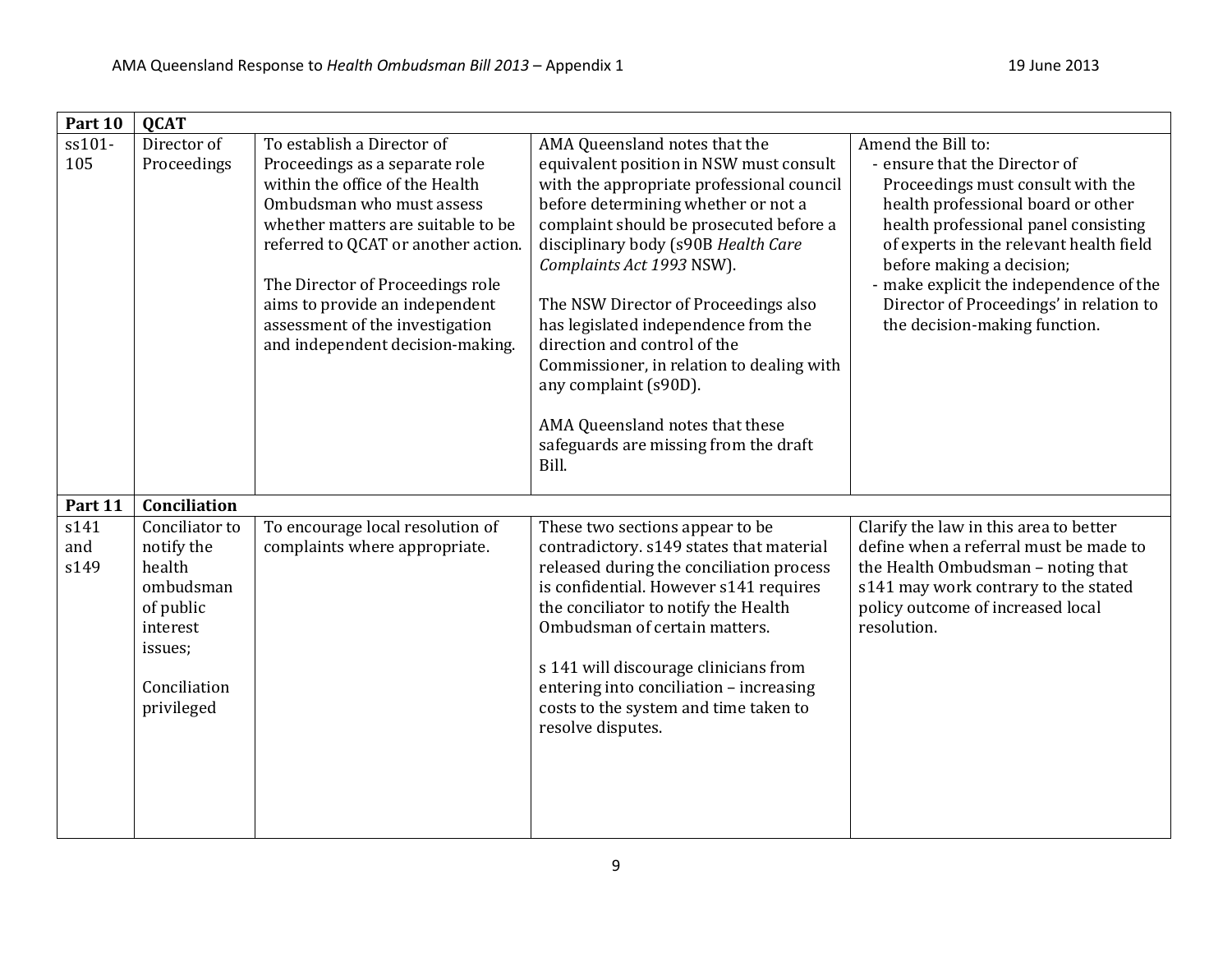| | | | | |
|---|---|---|---|---|
| **Part 10** | **QCAT** | | | |
| ss101-105 | Director of Proceedings | To establish a Director of Proceedings as a separate role within the office of the Health Ombudsman who must assess whether matters are suitable to be referred to QCAT or another action.<br><br>The Director of Proceedings role aims to provide an independent assessment of the investigation and independent decision-making. | AMA Queensland notes that the equivalent position in NSW must consult with the appropriate professional council before determining whether or not a complaint should be prosecuted before a disciplinary body (s90B *Health Care Complaints Act 1993* NSW).<br><br>The NSW Director of Proceedings also has legislated independence from the direction and control of the Commissioner, in relation to dealing with any complaint (s90D).<br><br>AMA Queensland notes that these safeguards are missing from the draft Bill. | Amend the Bill to:<br>- ensure that the Director of Proceedings must consult with the health professional board or other health professional panel consisting of experts in the relevant health field before making a decision;<br>- make explicit the independence of the Director of Proceedings' in relation to the decision-making function. |
| **Part 11** | **Conciliation** | | | |
| s141 and s149 | Conciliator to notify the health ombudsman of public interest issues;<br><br>Conciliation privileged | To encourage local resolution of complaints where appropriate. | These two sections appear to be contradictory. s149 states that material released during the conciliation process is confidential. However s141 requires the conciliator to notify the Health Ombudsman of certain matters.<br><br>s 141 will discourage clinicians from entering into conciliation – increasing costs to the system and time taken to resolve disputes. | Clarify the law in this area to better define when a referral must be made to the Health Ombudsman – noting that s141 may work contrary to the stated policy outcome of increased local resolution. |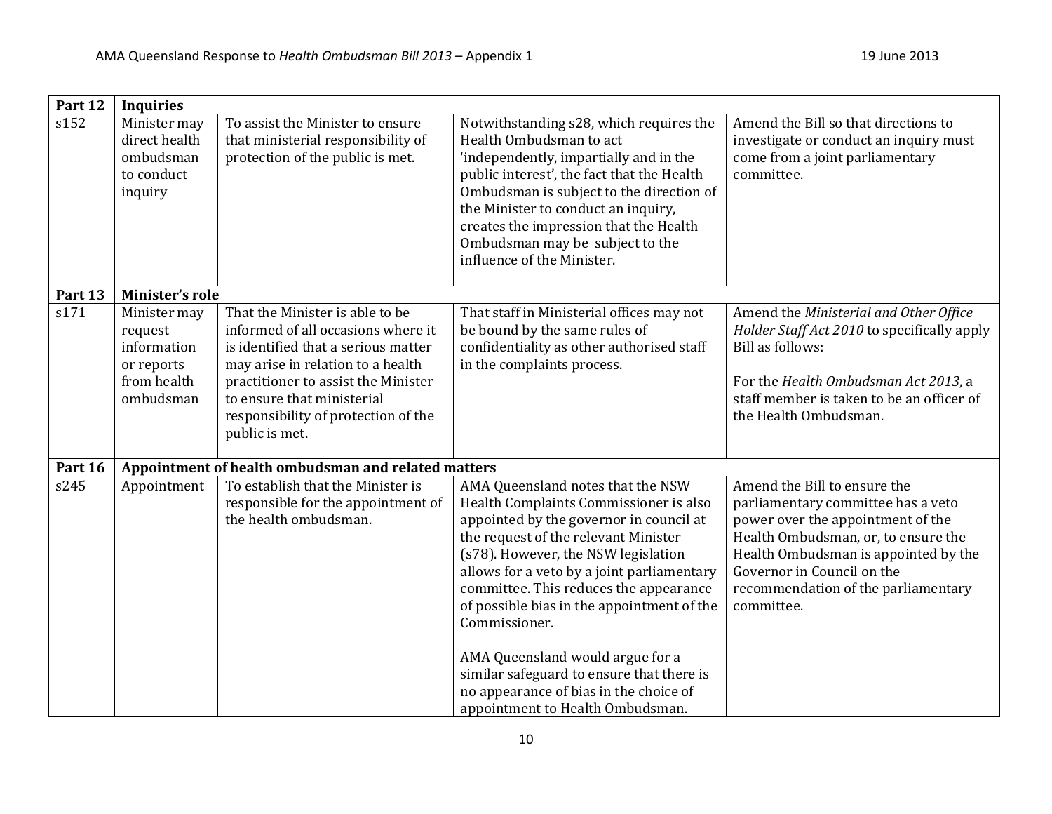| Part 12 | Inquiries | | | |
|---|---|---|---|---|
| s152 | Minister may direct health ombudsman to conduct inquiry | To assist the Minister to ensure that ministerial responsibility of protection of the public is met. | Notwithstanding s28, which requires the Health Ombudsman to act 'independently, impartially and in the public interest', the fact that the Health Ombudsman is subject to the direction of the Minister to conduct an inquiry, creates the impression that the Health Ombudsman may be subject to the influence of the Minister. | Amend the Bill so that directions to investigate or conduct an inquiry must come from a joint parliamentary committee. |
| **Part 13** | **Minister's role** | | | |
| s171 | Minister may request information or reports from health ombudsman | That the Minister is able to be informed of all occasions where it is identified that a serious matter may arise in relation to a health practitioner to assist the Minister to ensure that ministerial responsibility of protection of the public is met. | That staff in Ministerial offices may not be bound by the same rules of confidentiality as other authorised staff in the complaints process. | Amend the *Ministerial and Other Office Holder Staff Act 2010* to specifically apply Bill as follows:<br><br>For the *Health Ombudsman Act 2013*, a staff member is taken to be an officer of the Health Ombudsman. |
| **Part 16** | **Appointment of health ombudsman and related matters** | | | |
| s245 | Appointment | To establish that the Minister is responsible for the appointment of the health ombudsman. | AMA Queensland notes that the NSW Health Complaints Commissioner is also appointed by the governor in council at the request of the relevant Minister (s78). However, the NSW legislation allows for a veto by a joint parliamentary committee. This reduces the appearance of possible bias in the appointment of the Commissioner.<br><br>AMA Queensland would argue for a similar safeguard to ensure that there is no appearance of bias in the choice of appointment to Health Ombudsman. | Amend the Bill to ensure the parliamentary committee has a veto power over the appointment of the Health Ombudsman, or, to ensure the Health Ombudsman is appointed by the Governor in Council on the recommendation of the parliamentary committee. |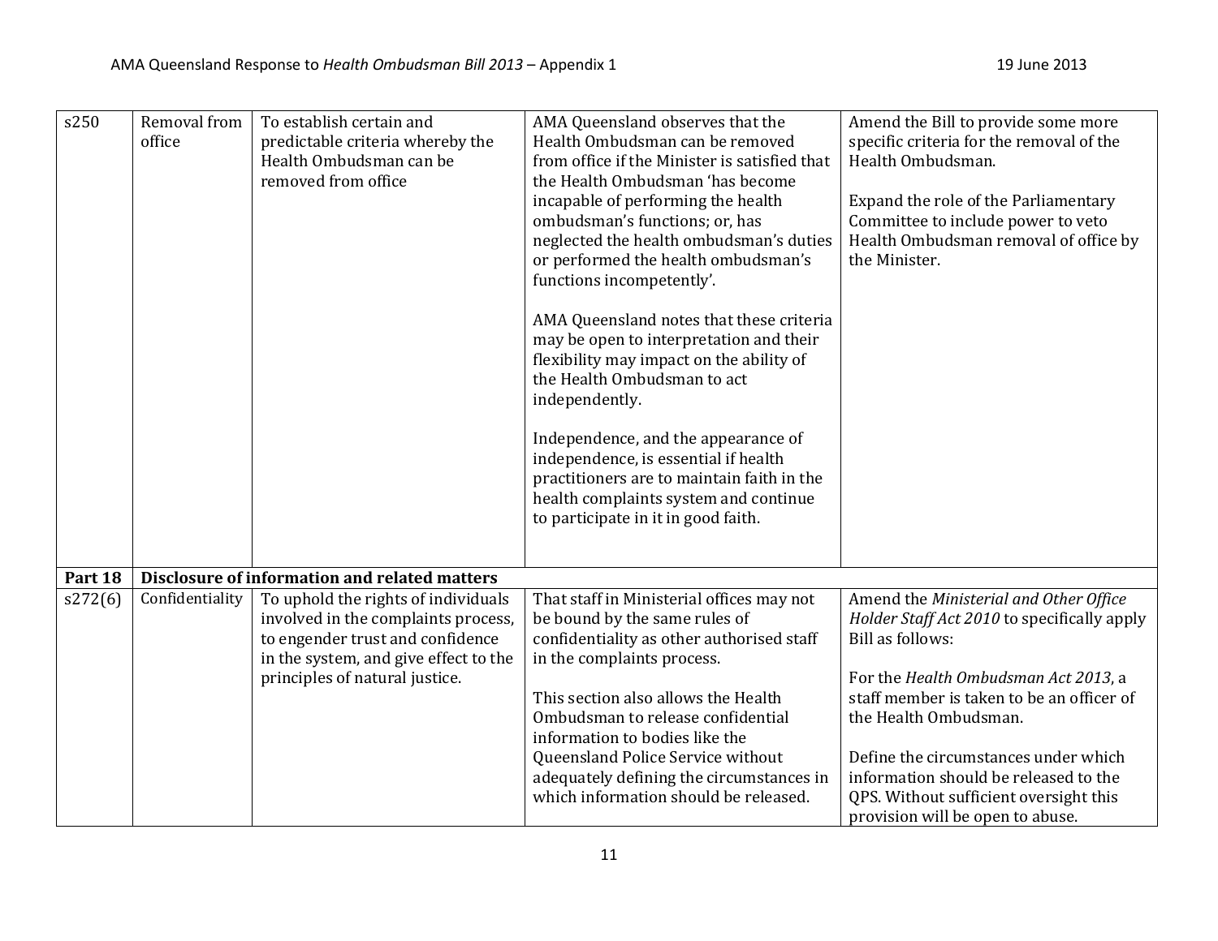| s250 | Removal from office | To establish certain and predictable criteria whereby the Health Ombudsman can be removed from office | AMA Queensland observes that the Health Ombudsman can be removed from office if the Minister is satisfied that the Health Ombudsman 'has become incapable of performing the health ombudsman's functions; or, has neglected the health ombudsman's duties or performed the health ombudsman's functions incompetently'.<br><br>AMA Queensland notes that these criteria may be open to interpretation and their flexibility may impact on the ability of the Health Ombudsman to act independently.<br><br>Independence, and the appearance of independence, is essential if health practitioners are to maintain faith in the health complaints system and continue to participate in it in good faith. | Amend the Bill to provide some more specific criteria for the removal of the Health Ombudsman.<br><br>Expand the role of the Parliamentary Committee to include power to veto Health Ombudsman removal of office by the Minister. |
|---|---|---|---|---|
| **Part 18** | **Disclosure of information and related matters** | | | |
| s272(6) | Confidentiality | To uphold the rights of individuals involved in the complaints process, to engender trust and confidence in the system, and give effect to the principles of natural justice. | That staff in Ministerial offices may not be bound by the same rules of confidentiality as other authorised staff in the complaints process.<br><br>This section also allows the Health Ombudsman to release confidential information to bodies like the Queensland Police Service without adequately defining the circumstances in which information should be released. | Amend the *Ministerial and Other Office Holder Staff Act 2010* to specifically apply Bill as follows:<br><br>For the *Health Ombudsman Act 2013*, a staff member is taken to be an officer of the Health Ombudsman.<br><br>Define the circumstances under which information should be released to the QPS. Without sufficient oversight this provision will be open to abuse. |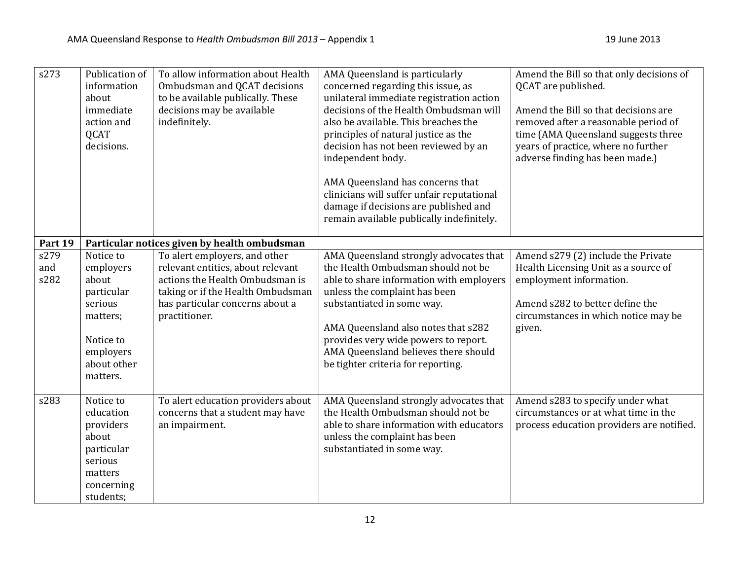| | | | | |
|---|---|---|---|---|
| s273 | Publication of information about immediate action and QCAT decisions. | To allow information about Health Ombudsman and QCAT decisions to be available publically. These decisions may be available indefinitely. | AMA Queensland is particularly concerned regarding this issue, as unilateral immediate registration action decisions of the Health Ombudsman will also be available. This breaches the principles of natural justice as the decision has not been reviewed by an independent body.<br><br>AMA Queensland has concerns that clinicians will suffer unfair reputational damage if decisions are published and remain available publically indefinitely. | Amend the Bill so that only decisions of QCAT are published.<br><br>Amend the Bill so that decisions are removed after a reasonable period of time (AMA Queensland suggests three years of practice, where no further adverse finding has been made.) |
| **Part 19** | **Particular notices given by health ombudsman** | | | |
| s279 and s282 | Notice to employers about particular serious matters;<br><br>Notice to employers about other matters. | To alert employers, and other relevant entities, about relevant actions the Health Ombudsman is taking or if the Health Ombudsman has particular concerns about a practitioner. | AMA Queensland strongly advocates that the Health Ombudsman should not be able to share information with employers unless the complaint has been substantiated in some way.<br><br>AMA Queensland also notes that s282 provides very wide powers to report. AMA Queensland believes there should be tighter criteria for reporting. | Amend s279 (2) include the Private Health Licensing Unit as a source of employment information.<br><br>Amend s282 to better define the circumstances in which notice may be given. |
| s283 | Notice to education providers about particular serious matters concerning students; | To alert education providers about concerns that a student may have an impairment. | AMA Queensland strongly advocates that the Health Ombudsman should not be able to share information with educators unless the complaint has been substantiated in some way. | Amend s283 to specify under what circumstances or at what time in the process education providers are notified. |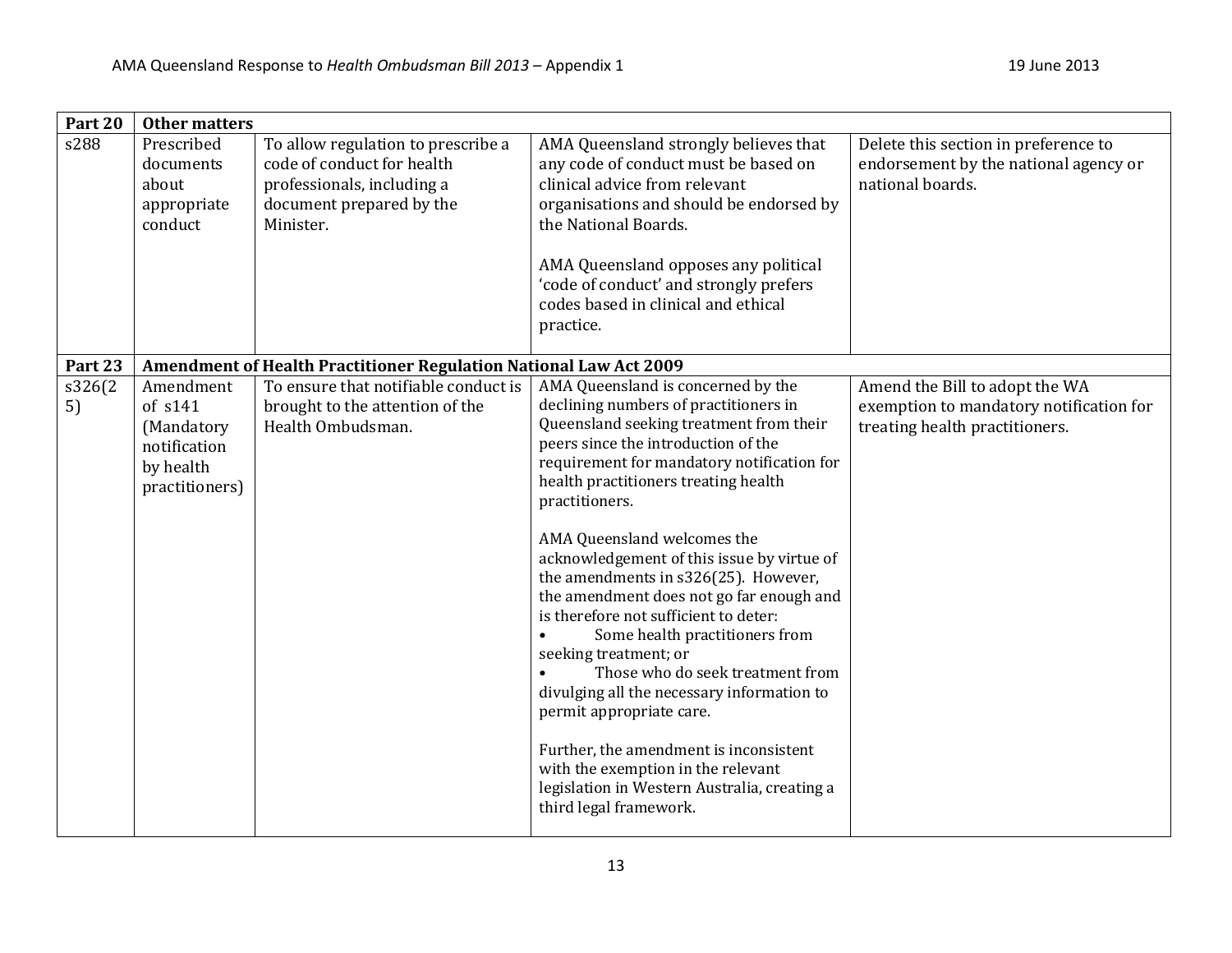| | | | | |
|---|---|---|---|---|
| **Part 20** | **Other matters** | | | |
| s288 | Prescribed documents about appropriate conduct | To allow regulation to prescribe a code of conduct for health professionals, including a document prepared by the Minister. | AMA Queensland strongly believes that any code of conduct must be based on clinical advice from relevant organisations and should be endorsed by the National Boards.<br><br>AMA Queensland opposes any political 'code of conduct' and strongly prefers codes based in clinical and ethical practice. | Delete this section in preference to endorsement by the national agency or national boards. |
| **Part 23** | **Amendment of Health Practitioner Regulation National Law Act 2009** | | | |
| s326(25) | Amendment of s141 (Mandatory notification by health practitioners) | To ensure that notifiable conduct is brought to the attention of the Health Ombudsman. | AMA Queensland is concerned by the declining numbers of practitioners in Queensland seeking treatment from their peers since the introduction of the requirement for mandatory notification for health practitioners treating health practitioners.<br><br>AMA Queensland welcomes the acknowledgement of this issue by virtue of the amendments in s326(25). However, the amendment does not go far enough and is therefore not sufficient to deter:<br>• Some health practitioners from seeking treatment; or<br>• Those who do seek treatment from divulging all the necessary information to permit appropriate care.<br><br>Further, the amendment is inconsistent with the exemption in the relevant legislation in Western Australia, creating a third legal framework. | Amend the Bill to adopt the WA exemption to mandatory notification for treating health practitioners. |